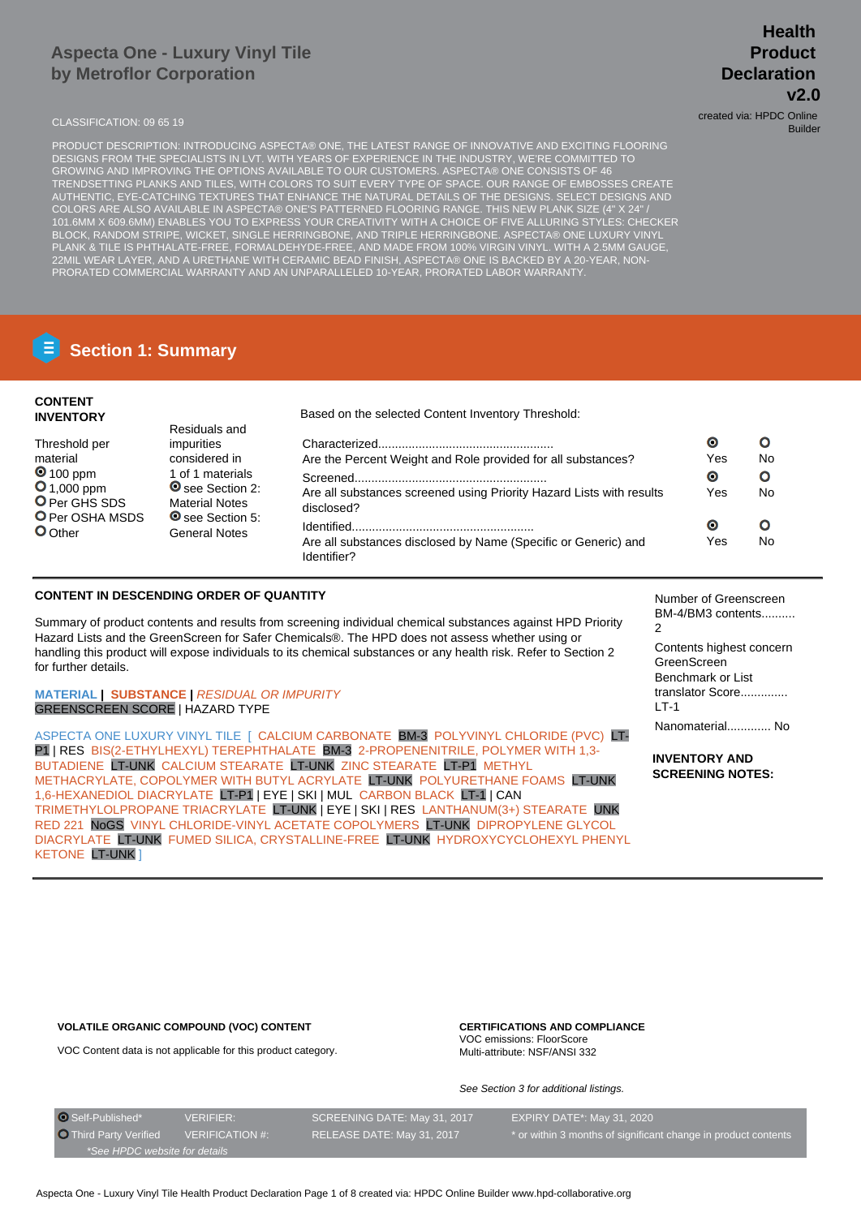# Aspecta One - Luxury Vinyl Tile by Metroflor Corporation

**Health Product Declaration v2.0**

created via: HPDC Online Builder

CLASSIFICATION: 09 65 19

PRODUCT DESCRIPTION: INTRODUCING ASPECTA® ONE, THE LATEST RANGE OF INNOVATIVE AND EXCITING FLOORING DESIGNS FROM THE SPECIALISTS IN LVT. WITH YEARS OF EXPERIENCE IN THE INDUSTRY, WE'RE COMMITTED TO GROWING AND IMPROVING THE OPTIONS AVAILABLE TO OUR CUSTOMERS. ASPECTA® ONE CONSISTS OF 46 TRENDSETTING PLANKS AND TILES, WITH COLORS TO SUIT EVERY TYPE OF SPACE. OUR RANGE OF EMBOSSES CREATE AUTHENTIC, EYE-CATCHING TEXTURES THAT ENHANCE THE NATURAL DETAILS OF THE DESIGNS. SELECT DESIGNS AND COLORS ARE ALSO AVAILABLE IN ASPECTA® ONE'S PATTERNED FLOORING RANGE. THIS NEW PLANK SIZE (4" X 24" / 101.6MM X 609.6MM) ENABLES YOU TO EXPRESS YOUR CREATIVITY WITH A CHOICE OF FIVE ALLURING STYLES: CHECKER BLOCK, RANDOM STRIPE, WICKET, SINGLE HERRINGBONE, AND TRIPLE HERRINGBONE. ASPECTA® ONE LUXURY VINYL PLANK & TILE IS PHTHALATE-FREE, FORMALDEHYDE-FREE, AND MADE FROM 100% VIRGIN VINYL. WITH A 2.5MM GAUGE, 22MIL WEAR LAYER, AND A URETHANE WITH CERAMIC BEAD FINISH, ASPECTA® ONE IS BACKED BY A 20-YEAR, NON-PRORATED COMMERCIAL WARRANTY AND AN UNPARALLELED 10-YEAR, PRORATED LABOR WARRANTY.

## Section 1: Summary

**CONTENT INVENTORY**

Threshold per material
- ◉ 100 ppm
- ○ 1,000 ppm
- ○ Per GHS SDS
- ○ Per OSHA MSDS
- ○ Other

Residuals and impurities considered in 1 of 1 materials
- ◉ see Section 2: Material Notes
- ◉ see Section 5: General Notes

Based on the selected Content Inventory Threshold:

| | Yes | No |
|---|---|---|
| Characterized... Are the Percent Weight and Role provided for all substances? | ◉ | ○ |
| Screened... Are all substances screened using Priority Hazard Lists with results disclosed? | ◉ | ○ |
| Identified... Are all substances disclosed by Name (Specific or Generic) and Identifier? | ◉ | ○ |

**CONTENT IN DESCENDING ORDER OF QUANTITY**

Summary of product contents and results from screening individual chemical substances against HPD Priority Hazard Lists and the GreenScreen for Safer Chemicals®. The HPD does not assess whether using or handling this product will expose individuals to its chemical substances or any health risk. Refer to Section 2 for further details.

MATERIAL | SUBSTANCE | *RESIDUAL OR IMPURITY*
GREENSCREEN SCORE | HAZARD TYPE

ASPECTA ONE LUXURY VINYL TILE [ CALCIUM CARBONATE BM-3 POLYVINYL CHLORIDE (PVC) LT-P1 | RES BIS(2-ETHYLHEXYL) TEREPHTHALATE BM-3 2-PROPENENITRILE, POLYMER WITH 1,3-BUTADIENE LT-UNK CALCIUM STEARATE LT-UNK ZINC STEARATE LT-P1 METHYL METHACRYLATE, COPOLYMER WITH BUTYL ACRYLATE LT-UNK POLYURETHANE FOAMS LT-UNK 1,6-HEXANEDIOL DIACRYLATE LT-P1 | EYE | SKI | MUL CARBON BLACK LT-1 | CAN TRIMETHYLOLPROPANE TRIACRYLATE LT-UNK | EYE | SKI | RES LANTHANUM(3+) STEARATE UNK RED 221 NoGS VINYL CHLORIDE-VINYL ACETATE COPOLYMERS LT-UNK DIPROPYLENE GLYCOL DIACRYLATE LT-UNK FUMED SILICA, CRYSTALLINE-FREE LT-UNK HYDROXYCYCLOHEXYL PHENYL KETONE LT-UNK ]

Number of Greenscreen BM-4/BM3 contents.......... 2

Contents highest concern GreenScreen Benchmark or List translator Score.............. LT-1

Nanomaterial............. No

**INVENTORY AND SCREENING NOTES:**

**VOLATILE ORGANIC COMPOUND (VOC) CONTENT**

VOC Content data is not applicable for this product category.

**CERTIFICATIONS AND COMPLIANCE**

VOC emissions: FloorScore
Multi-attribute: NSF/ANSI 332

*See Section 3 for additional listings.*

| | | | |
|---|---|---|---|
| ◉ Self-Published* | VERIFIER: | SCREENING DATE: May 31, 2017 | EXPIRY DATE*: May 31, 2020 |
| ○ Third Party Verified | VERIFICATION #: | RELEASE DATE: May 31, 2017 | * or within 3 months of significant change in product contents |

*\*See HPDC website for details*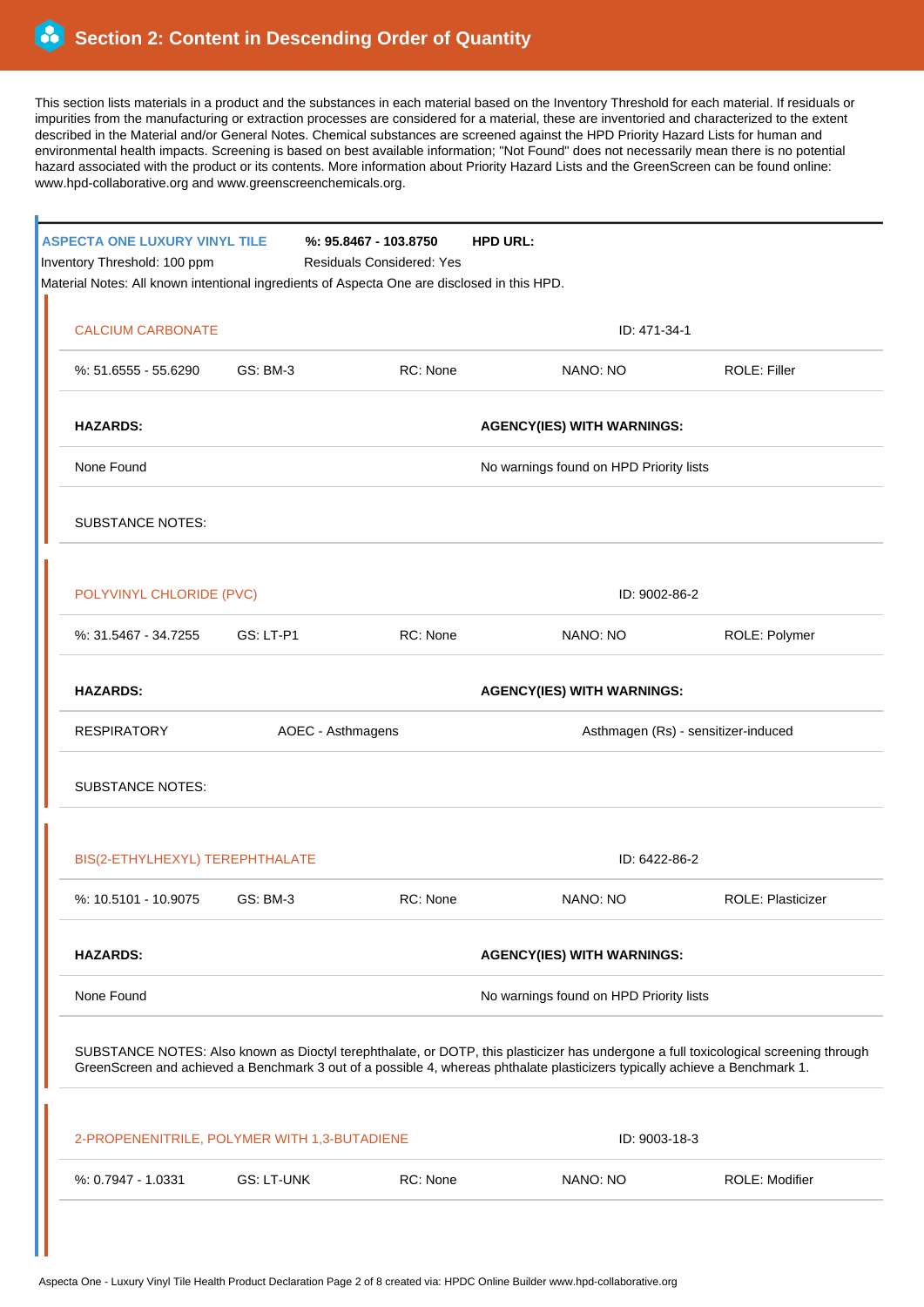# Section 2: Content in Descending Order of Quantity

This section lists materials in a product and the substances in each material based on the Inventory Threshold for each material. If residuals or impurities from the manufacturing or extraction processes are considered for a material, these are inventoried and characterized to the extent described in the Material and/or General Notes. Chemical substances are screened against the HPD Priority Hazard Lists for human and environmental health impacts. Screening is based on best available information; "Not Found" does not necessarily mean there is no potential hazard associated with the product or its contents. More information about Priority Hazard Lists and the GreenScreen can be found online: www.hpd-collaborative.org and www.greenscreenchemicals.org.

## ASPECTA ONE LUXURY VINYL TILE

**%: 95.8467 - 103.8750** **HPD URL:**

Inventory Threshold: 100 ppm
Residuals Considered: Yes

Material Notes: All known intentional ingredients of Aspecta One are disclosed in this HPD.

### CALCIUM CARBONATE

ID: 471-34-1

| %: 51.6555 - 55.6290 | GS: BM-3 | RC: None | NANO: NO | ROLE: Filler |
|---|---|---|---|---|

| **HAZARDS:** | **AGENCY(IES) WITH WARNINGS:** |
|---|---|
| None Found | No warnings found on HPD Priority lists |

SUBSTANCE NOTES:

### POLYVINYL CHLORIDE (PVC)

ID: 9002-86-2

| %: 31.5467 - 34.7255 | GS: LT-P1 | RC: None | NANO: NO | ROLE: Polymer |
|---|---|---|---|---|

| **HAZARDS:** | | **AGENCY(IES) WITH WARNINGS:** |
|---|---|---|
| RESPIRATORY | AOEC - Asthmagens | Asthmagen (Rs) - sensitizer-induced |

SUBSTANCE NOTES:

### BIS(2-ETHYLHEXYL) TEREPHTHALATE

ID: 6422-86-2

| %: 10.5101 - 10.9075 | GS: BM-3 | RC: None | NANO: NO | ROLE: Plasticizer |
|---|---|---|---|---|

| **HAZARDS:** | **AGENCY(IES) WITH WARNINGS:** |
|---|---|
| None Found | No warnings found on HPD Priority lists |

SUBSTANCE NOTES: Also known as Dioctyl terephthalate, or DOTP, this plasticizer has undergone a full toxicological screening through GreenScreen and achieved a Benchmark 3 out of a possible 4, whereas phthalate plasticizers typically achieve a Benchmark 1.

### 2-PROPENENITRILE, POLYMER WITH 1,3-BUTADIENE

ID: 9003-18-3

| %: 0.7947 - 1.0331 | GS: LT-UNK | RC: None | NANO: NO | ROLE: Modifier |
|---|---|---|---|---|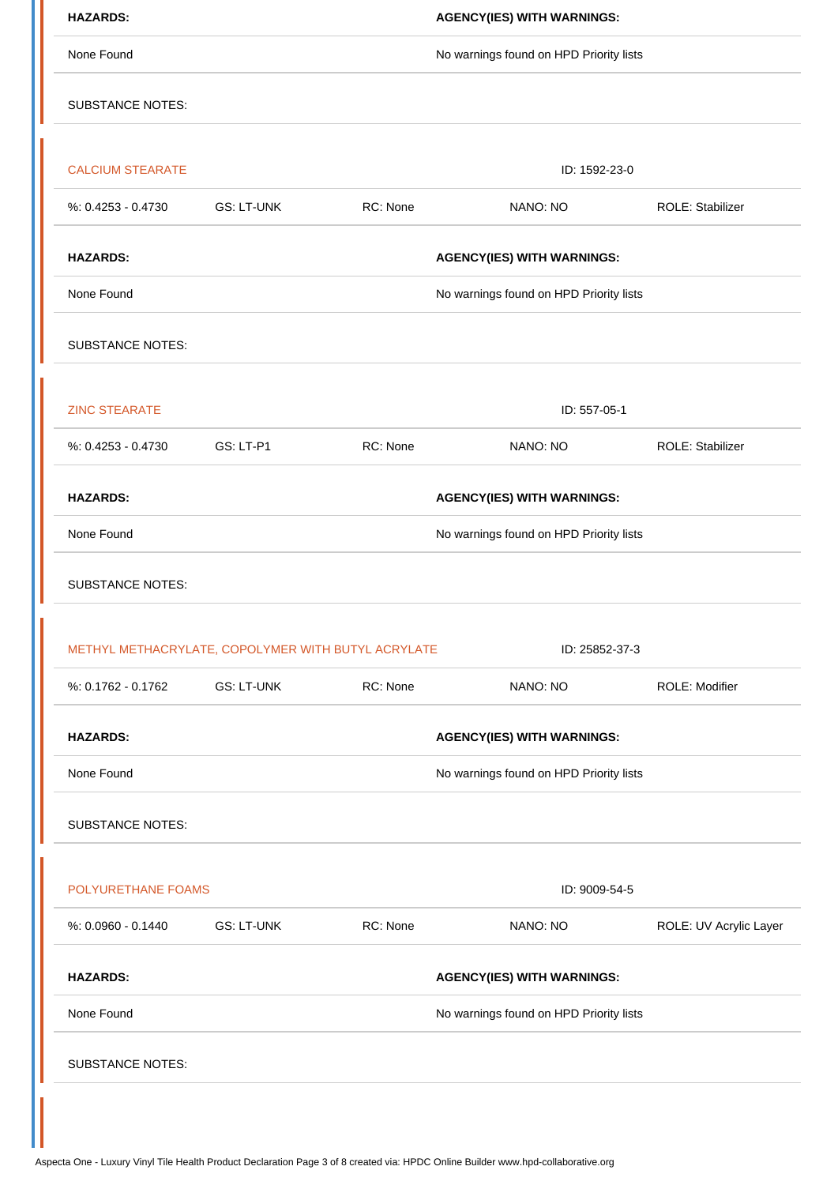| HAZARDS: | AGENCY(IES) WITH WARNINGS: |
|---|---|
| None Found | No warnings found on HPD Priority lists |

SUBSTANCE NOTES:

### CALCIUM STEARATE

ID: 1592-23-0

| %: 0.4253 - 0.4730 | GS: LT-UNK | RC: None | NANO: NO | ROLE: Stabilizer |
|---|---|---|---|---|

| HAZARDS: | AGENCY(IES) WITH WARNINGS: |
|---|---|
| None Found | No warnings found on HPD Priority lists |

SUBSTANCE NOTES:

### ZINC STEARATE

ID: 557-05-1

| %: 0.4253 - 0.4730 | GS: LT-P1 | RC: None | NANO: NO | ROLE: Stabilizer |
|---|---|---|---|---|

| HAZARDS: | AGENCY(IES) WITH WARNINGS: |
|---|---|
| None Found | No warnings found on HPD Priority lists |

SUBSTANCE NOTES:

### METHYL METHACRYLATE, COPOLYMER WITH BUTYL ACRYLATE

ID: 25852-37-3

| %: 0.1762 - 0.1762 | GS: LT-UNK | RC: None | NANO: NO | ROLE: Modifier |
|---|---|---|---|---|

| HAZARDS: | AGENCY(IES) WITH WARNINGS: |
|---|---|
| None Found | No warnings found on HPD Priority lists |

SUBSTANCE NOTES:

### POLYURETHANE FOAMS

ID: 9009-54-5

| %: 0.0960 - 0.1440 | GS: LT-UNK | RC: None | NANO: NO | ROLE: UV Acrylic Layer |
|---|---|---|---|---|

| HAZARDS: | AGENCY(IES) WITH WARNINGS: |
|---|---|
| None Found | No warnings found on HPD Priority lists |

SUBSTANCE NOTES: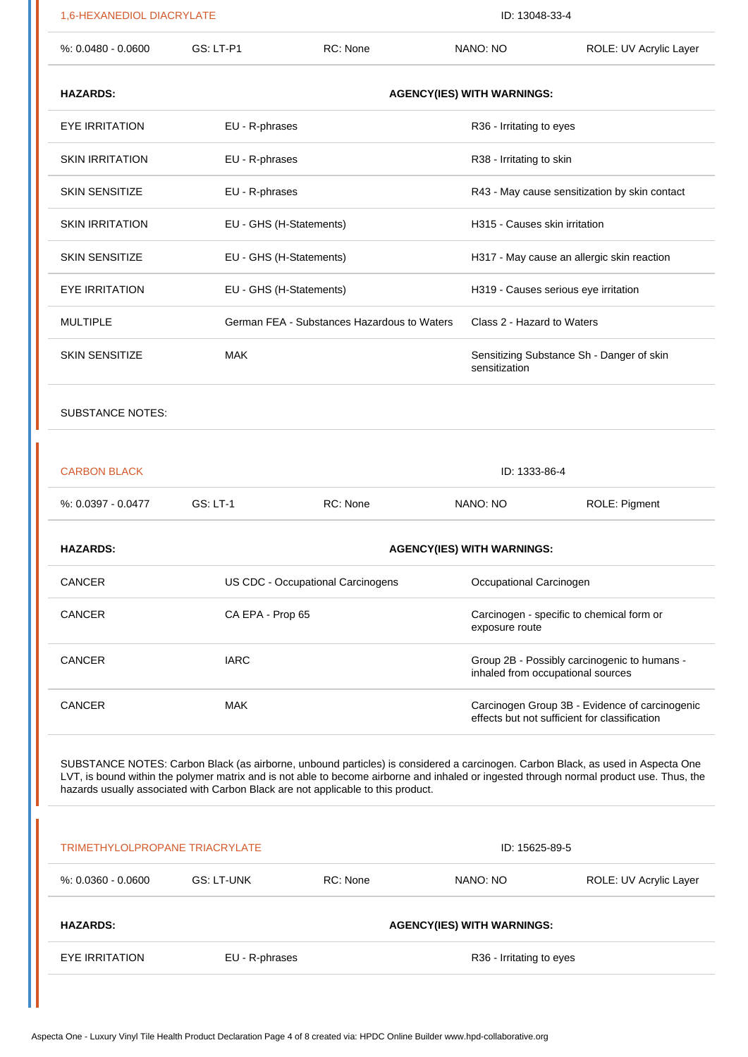### 1,6-HEXANEDIOL DIACRYLATE

ID: 13048-33-4

| %: 0.0480 - 0.0600 | GS: LT-P1 | RC: None | NANO: NO | ROLE: UV Acrylic Layer |
| --- | --- | --- | --- | --- |

| HAZARDS: | AGENCY(IES) WITH WARNINGS: | |
| --- | --- | --- |
| EYE IRRITATION | EU - R-phrases | R36 - Irritating to eyes |
| SKIN IRRITATION | EU - R-phrases | R38 - Irritating to skin |
| SKIN SENSITIZE | EU - R-phrases | R43 - May cause sensitization by skin contact |
| SKIN IRRITATION | EU - GHS (H-Statements) | H315 - Causes skin irritation |
| SKIN SENSITIZE | EU - GHS (H-Statements) | H317 - May cause an allergic skin reaction |
| EYE IRRITATION | EU - GHS (H-Statements) | H319 - Causes serious eye irritation |
| MULTIPLE | German FEA - Substances Hazardous to Waters | Class 2 - Hazard to Waters |
| SKIN SENSITIZE | MAK | Sensitizing Substance Sh - Danger of skin sensitization |

SUBSTANCE NOTES:

### CARBON BLACK

ID: 1333-86-4

| %: 0.0397 - 0.0477 | GS: LT-1 | RC: None | NANO: NO | ROLE: Pigment |
| --- | --- | --- | --- | --- |

| HAZARDS: | AGENCY(IES) WITH WARNINGS: | |
| --- | --- | --- |
| CANCER | US CDC - Occupational Carcinogens | Occupational Carcinogen |
| CANCER | CA EPA - Prop 65 | Carcinogen - specific to chemical form or exposure route |
| CANCER | IARC | Group 2B - Possibly carcinogenic to humans - inhaled from occupational sources |
| CANCER | MAK | Carcinogen Group 3B - Evidence of carcinogenic effects but not sufficient for classification |

SUBSTANCE NOTES: Carbon Black (as airborne, unbound particles) is considered a carcinogen. Carbon Black, as used in Aspecta One LVT, is bound within the polymer matrix and is not able to become airborne and inhaled or ingested through normal product use. Thus, the hazards usually associated with Carbon Black are not applicable to this product.

### TRIMETHYLOLPROPANE TRIACRYLATE

ID: 15625-89-5

| %: 0.0360 - 0.0600 | GS: LT-UNK | RC: None | NANO: NO | ROLE: UV Acrylic Layer |
| --- | --- | --- | --- | --- |

| HAZARDS: | AGENCY(IES) WITH WARNINGS: | |
| --- | --- | --- |
| EYE IRRITATION | EU - R-phrases | R36 - Irritating to eyes |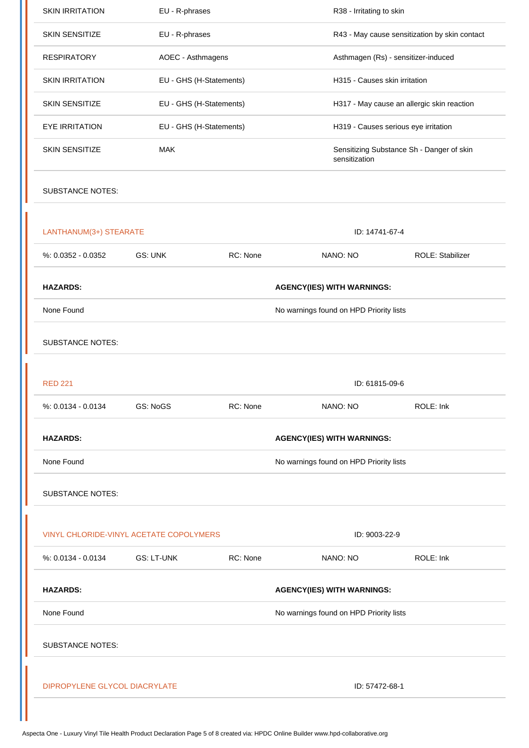| | | |
|---|---|---|
| SKIN IRRITATION | EU - R-phrases | R38 - Irritating to skin |
| SKIN SENSITIZE | EU - R-phrases | R43 - May cause sensitization by skin contact |
| RESPIRATORY | AOEC - Asthmagens | Asthmagen (Rs) - sensitizer-induced |
| SKIN IRRITATION | EU - GHS (H-Statements) | H315 - Causes skin irritation |
| SKIN SENSITIZE | EU - GHS (H-Statements) | H317 - May cause an allergic skin reaction |
| EYE IRRITATION | EU - GHS (H-Statements) | H319 - Causes serious eye irritation |
| SKIN SENSITIZE | MAK | Sensitizing Substance Sh - Danger of skin sensitization |

SUBSTANCE NOTES:

## LANTHANUM(3+) STEARATE

ID: 14741-67-4

| %: 0.0352 - 0.0352 | GS: UNK | RC: None | NANO: NO | ROLE: Stabilizer |
|---|---|---|---|---|

| **HAZARDS:** | **AGENCY(IES) WITH WARNINGS:** |
|---|---|
| None Found | No warnings found on HPD Priority lists |

SUBSTANCE NOTES:

## RED 221

ID: 61815-09-6

| %: 0.0134 - 0.0134 | GS: NoGS | RC: None | NANO: NO | ROLE: Ink |
|---|---|---|---|---|

| **HAZARDS:** | **AGENCY(IES) WITH WARNINGS:** |
|---|---|
| None Found | No warnings found on HPD Priority lists |

SUBSTANCE NOTES:

## VINYL CHLORIDE-VINYL ACETATE COPOLYMERS

ID: 9003-22-9

| %: 0.0134 - 0.0134 | GS: LT-UNK | RC: None | NANO: NO | ROLE: Ink |
|---|---|---|---|---|

| **HAZARDS:** | **AGENCY(IES) WITH WARNINGS:** |
|---|---|
| None Found | No warnings found on HPD Priority lists |

SUBSTANCE NOTES:

## DIPROPYLENE GLYCOL DIACRYLATE

ID: 57472-68-1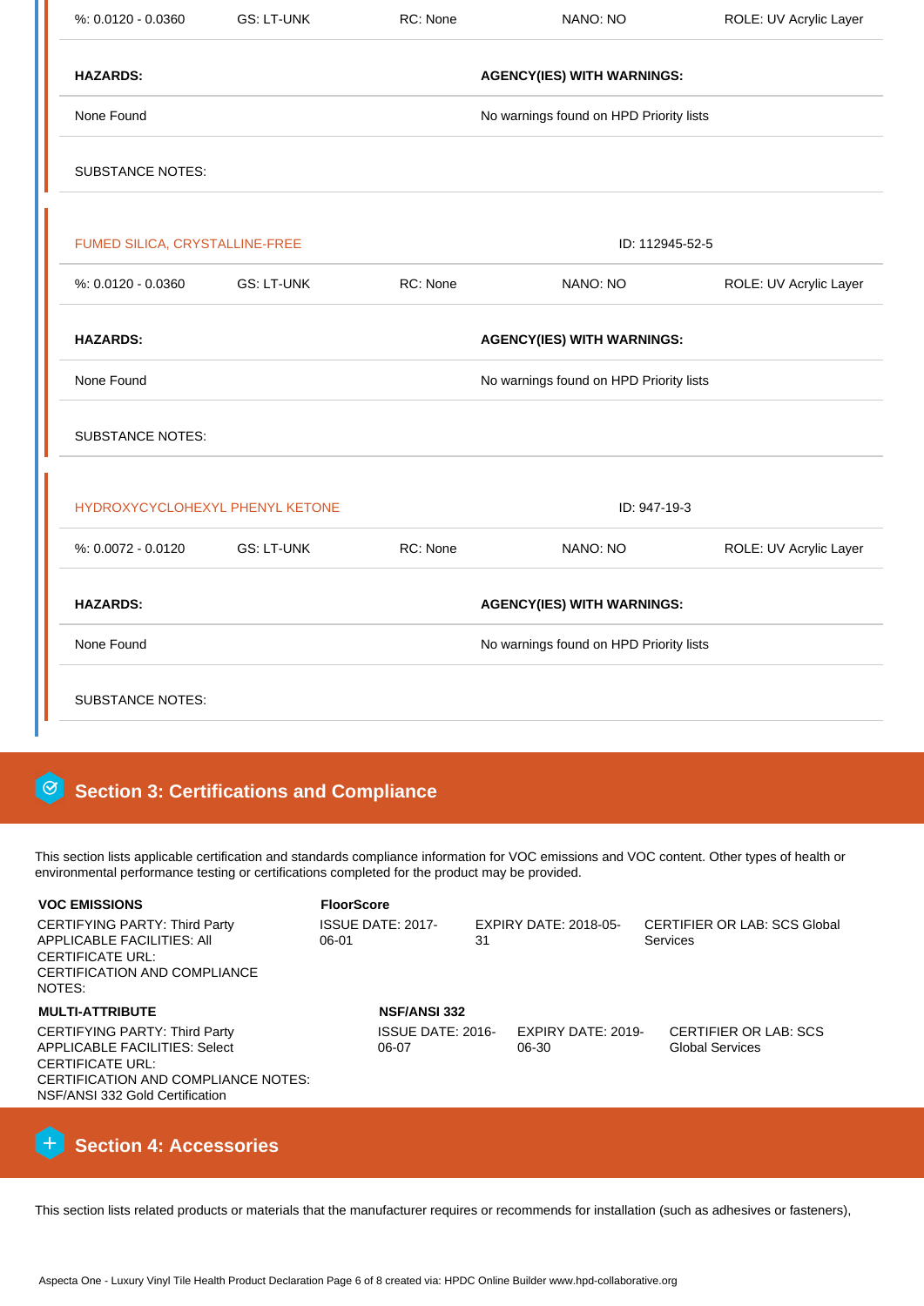| %: 0.0120 - 0.0360 | GS: LT-UNK | RC: None | NANO: NO | ROLE: UV Acrylic Layer |
|---|---|---|---|---|

| HAZARDS: | AGENCY(IES) WITH WARNINGS: |
|---|---|
| None Found | No warnings found on HPD Priority lists |

SUBSTANCE NOTES:

**FUMED SILICA, CRYSTALLINE-FREE** ID: 112945-52-5

| %: 0.0120 - 0.0360 | GS: LT-UNK | RC: None | NANO: NO | ROLE: UV Acrylic Layer |
|---|---|---|---|---|

| HAZARDS: | AGENCY(IES) WITH WARNINGS: |
|---|---|
| None Found | No warnings found on HPD Priority lists |

SUBSTANCE NOTES:

**HYDROXYCYCLOHEXYL PHENYL KETONE** ID: 947-19-3

| %: 0.0072 - 0.0120 | GS: LT-UNK | RC: None | NANO: NO | ROLE: UV Acrylic Layer |
|---|---|---|---|---|

| HAZARDS: | AGENCY(IES) WITH WARNINGS: |
|---|---|
| None Found | No warnings found on HPD Priority lists |

SUBSTANCE NOTES:

## Section 3: Certifications and Compliance

This section lists applicable certification and standards compliance information for VOC emissions and VOC content. Other types of health or environmental performance testing or certifications completed for the product may be provided.

**VOC EMISSIONS** — **FloorScore**

CERTIFYING PARTY: Third Party
APPLICABLE FACILITIES: All
CERTIFICATE URL:
CERTIFICATION AND COMPLIANCE NOTES:

ISSUE DATE: 2017-06-01
EXPIRY DATE: 2018-05-31
CERTIFIER OR LAB: SCS Global Services

**MULTI-ATTRIBUTE** — **NSF/ANSI 332**

CERTIFYING PARTY: Third Party
APPLICABLE FACILITIES: Select
CERTIFICATE URL:
CERTIFICATION AND COMPLIANCE NOTES:
NSF/ANSI 332 Gold Certification

ISSUE DATE: 2016-06-07
EXPIRY DATE: 2019-06-30
CERTIFIER OR LAB: SCS Global Services

## Section 4: Accessories

This section lists related products or materials that the manufacturer requires or recommends for installation (such as adhesives or fasteners),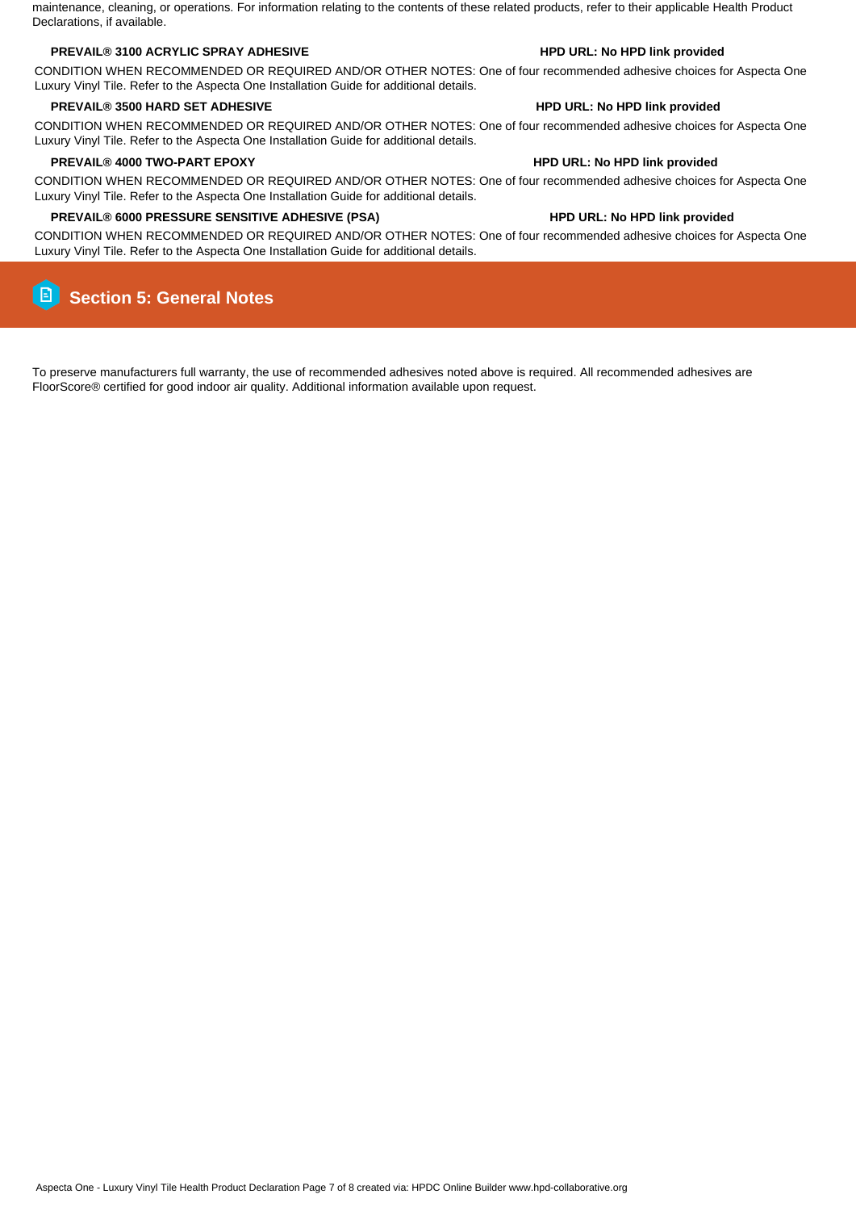maintenance, cleaning, or operations. For information relating to the contents of these related products, refer to their applicable Health Product Declarations, if available.

**PREVAIL® 3100 ACRYLIC SPRAY ADHESIVE** **HPD URL: No HPD link provided**

CONDITION WHEN RECOMMENDED OR REQUIRED AND/OR OTHER NOTES: One of four recommended adhesive choices for Aspecta One Luxury Vinyl Tile. Refer to the Aspecta One Installation Guide for additional details.

**PREVAIL® 3500 HARD SET ADHESIVE** **HPD URL: No HPD link provided**

CONDITION WHEN RECOMMENDED OR REQUIRED AND/OR OTHER NOTES: One of four recommended adhesive choices for Aspecta One Luxury Vinyl Tile. Refer to the Aspecta One Installation Guide for additional details.

**PREVAIL® 4000 TWO-PART EPOXY** **HPD URL: No HPD link provided**

CONDITION WHEN RECOMMENDED OR REQUIRED AND/OR OTHER NOTES: One of four recommended adhesive choices for Aspecta One Luxury Vinyl Tile. Refer to the Aspecta One Installation Guide for additional details.

**PREVAIL® 6000 PRESSURE SENSITIVE ADHESIVE (PSA)** **HPD URL: No HPD link provided**

CONDITION WHEN RECOMMENDED OR REQUIRED AND/OR OTHER NOTES: One of four recommended adhesive choices for Aspecta One Luxury Vinyl Tile. Refer to the Aspecta One Installation Guide for additional details.

## Section 5: General Notes

To preserve manufacturers full warranty, the use of recommended adhesives noted above is required. All recommended adhesives are FloorScore® certified for good indoor air quality. Additional information available upon request.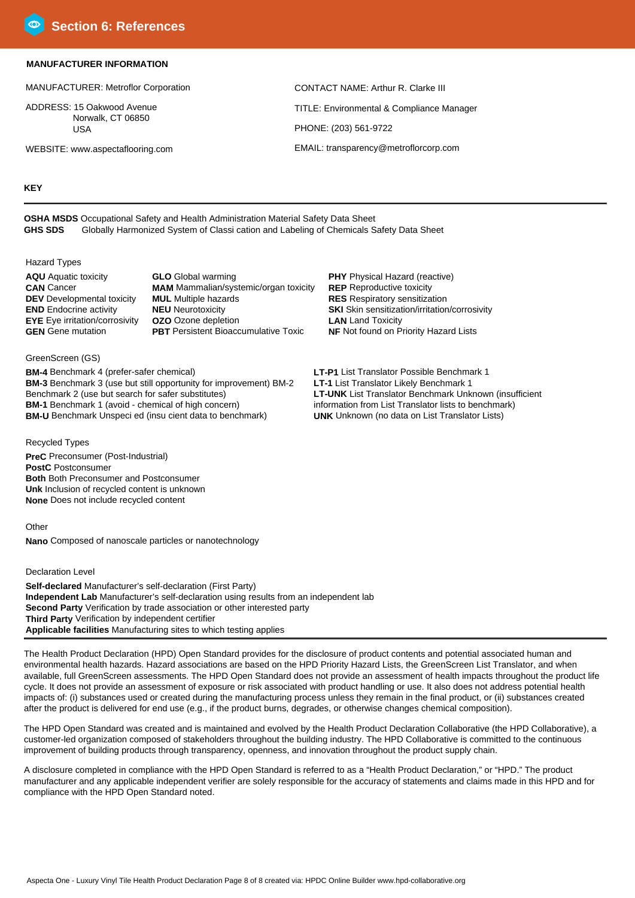# Section 6: References

**MANUFACTURER INFORMATION**

MANUFACTURER: Metroflor Corporation

ADDRESS: 15 Oakwood Avenue
Norwalk, CT 06850
USA

WEBSITE: www.aspectaflooring.com

CONTACT NAME: Arthur R. Clarke III

TITLE: Environmental & Compliance Manager

PHONE: (203) 561-9722

EMAIL: transparency@metroflorcorp.com

**KEY**

**OSHA MSDS** Occupational Safety and Health Administration Material Safety Data Sheet
**GHS SDS** Globally Harmonized System of Classi cation and Labeling of Chemicals Safety Data Sheet

Hazard Types

**AQU** Aquatic toxicity
**CAN** Cancer
**DEV** Developmental toxicity
**END** Endocrine activity
**EYE** Eye irritation/corrosivity
**GEN** Gene mutation
**GLO** Global warming
**MAM** Mammalian/systemic/organ toxicity
**MUL** Multiple hazards
**NEU** Neurotoxicity
**OZO** Ozone depletion
**PBT** Persistent Bioaccumulative Toxic
**PHY** Physical Hazard (reactive)
**REP** Reproductive toxicity
**RES** Respiratory sensitization
**SKI** Skin sensitization/irritation/corrosivity
**LAN** Land Toxicity
**NF** Not found on Priority Hazard Lists

GreenScreen (GS)

**BM-4** Benchmark 4 (prefer-safer chemical)
**BM-3** Benchmark 3 (use but still opportunity for improvement) BM-2 Benchmark 2 (use but search for safer substitutes)
**BM-1** Benchmark 1 (avoid - chemical of high concern)
**BM-U** Benchmark Unspeci ed (insu cient data to benchmark)
**LT-P1** List Translator Possible Benchmark 1
**LT-1** List Translator Likely Benchmark 1
**LT-UNK** List Translator Benchmark Unknown (insufficient information from List Translator lists to benchmark)
**UNK** Unknown (no data on List Translator Lists)

Recycled Types

**PreC** Preconsumer (Post-Industrial)
**PostC** Postconsumer
**Both** Both Preconsumer and Postconsumer
**Unk** Inclusion of recycled content is unknown
**None** Does not include recycled content

Other

**Nano** Composed of nanoscale particles or nanotechnology

Declaration Level

**Self-declared** Manufacturer's self-declaration (First Party)
**Independent Lab** Manufacturer's self-declaration using results from an independent lab
**Second Party** Verification by trade association or other interested party
**Third Party** Verification by independent certifier
**Applicable facilities** Manufacturing sites to which testing applies

The Health Product Declaration (HPD) Open Standard provides for the disclosure of product contents and potential associated human and environmental health hazards. Hazard associations are based on the HPD Priority Hazard Lists, the GreenScreen List Translator, and when available, full GreenScreen assessments. The HPD Open Standard does not provide an assessment of health impacts throughout the product life cycle. It does not provide an assessment of exposure or risk associated with product handling or use. It also does not address potential health impacts of: (i) substances used or created during the manufacturing process unless they remain in the final product, or (ii) substances created after the product is delivered for end use (e.g., if the product burns, degrades, or otherwise changes chemical composition).

The HPD Open Standard was created and is maintained and evolved by the Health Product Declaration Collaborative (the HPD Collaborative), a customer-led organization composed of stakeholders throughout the building industry. The HPD Collaborative is committed to the continuous improvement of building products through transparency, openness, and innovation throughout the product supply chain.

A disclosure completed in compliance with the HPD Open Standard is referred to as a "Health Product Declaration," or "HPD." The product manufacturer and any applicable independent verifier are solely responsible for the accuracy of statements and claims made in this HPD and for compliance with the HPD Open Standard noted.